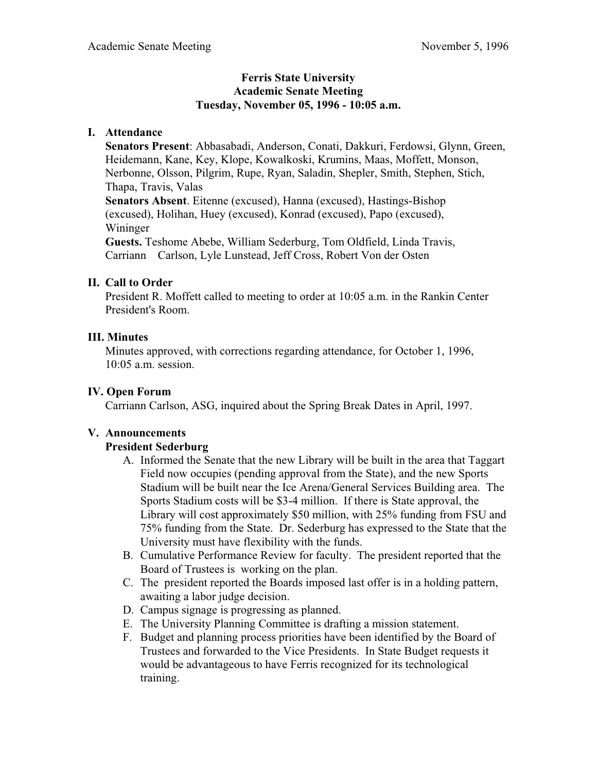# Ferris State University
## Academic Senate Meeting
### Tuesday, November 05, 1996 - 10:05 a.m.

## I. Attendance

**Senators Present**: Abbasabadi, Anderson, Conati, Dakkuri, Ferdowsi, Glynn, Green, Heidemann, Kane, Key, Klope, Kowalkoski, Krumins, Maas, Moffett, Monson, Nerbonne, Olsson, Pilgrim, Rupe, Ryan, Saladin, Shepler, Smith, Stephen, Stich, Thapa, Travis, Valas

**Senators Absent**. Eitenne (excused), Hanna (excused), Hastings-Bishop (excused), Holihan, Huey (excused), Konrad (excused), Papo (excused), Wininger

**Guests.** Teshome Abebe, William Sederburg, Tom Oldfield, Linda Travis, Carriann Carlson, Lyle Lunstead, Jeff Cross, Robert Von der Osten

## II. Call to Order

President R. Moffett called to meeting to order at 10:05 a.m. in the Rankin Center President's Room.

## III. Minutes

Minutes approved, with corrections regarding attendance, for October 1, 1996, 10:05 a.m. session.

## IV. Open Forum

Carriann Carlson, ASG, inquired about the Spring Break Dates in April, 1997.

## V. Announcements

**President Sederburg**

A. Informed the Senate that the new Library will be built in the area that Taggart Field now occupies (pending approval from the State), and the new Sports Stadium will be built near the Ice Arena/General Services Building area. The Sports Stadium costs will be $3-4 million. If there is State approval, the Library will cost approximately $50 million, with 25% funding from FSU and 75% funding from the State. Dr. Sederburg has expressed to the State that the University must have flexibility with the funds.

B. Cumulative Performance Review for faculty. The president reported that the Board of Trustees is working on the plan.

C. The president reported the Boards imposed last offer is in a holding pattern, awaiting a labor judge decision.

D. Campus signage is progressing as planned.

E. The University Planning Committee is drafting a mission statement.

F. Budget and planning process priorities have been identified by the Board of Trustees and forwarded to the Vice Presidents. In State Budget requests it would be advantageous to have Ferris recognized for its technological training.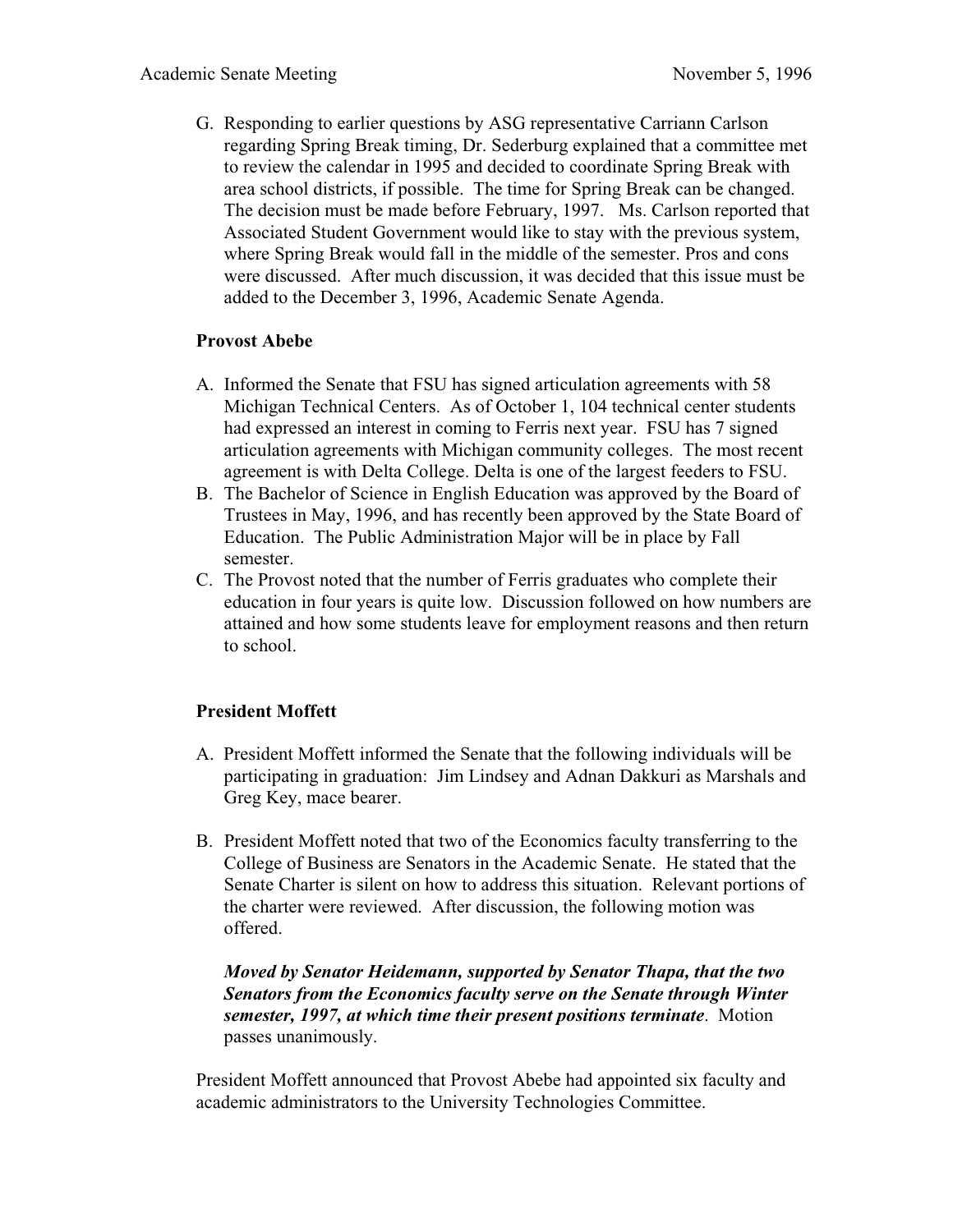G. Responding to earlier questions by ASG representative Carriann Carlson regarding Spring Break timing, Dr. Sederburg explained that a committee met to review the calendar in 1995 and decided to coordinate Spring Break with area school districts, if possible. The time for Spring Break can be changed. The decision must be made before February, 1997. Ms. Carlson reported that Associated Student Government would like to stay with the previous system, where Spring Break would fall in the middle of the semester. Pros and cons were discussed. After much discussion, it was decided that this issue must be added to the December 3, 1996, Academic Senate Agenda.

**Provost Abebe**

A. Informed the Senate that FSU has signed articulation agreements with 58 Michigan Technical Centers. As of October 1, 104 technical center students had expressed an interest in coming to Ferris next year. FSU has 7 signed articulation agreements with Michigan community colleges. The most recent agreement is with Delta College. Delta is one of the largest feeders to FSU.
B. The Bachelor of Science in English Education was approved by the Board of Trustees in May, 1996, and has recently been approved by the State Board of Education. The Public Administration Major will be in place by Fall semester.
C. The Provost noted that the number of Ferris graduates who complete their education in four years is quite low. Discussion followed on how numbers are attained and how some students leave for employment reasons and then return to school.

**President Moffett**

A. President Moffett informed the Senate that the following individuals will be participating in graduation: Jim Lindsey and Adnan Dakkuri as Marshals and Greg Key, mace bearer.

B. President Moffett noted that two of the Economics faculty transferring to the College of Business are Senators in the Academic Senate. He stated that the Senate Charter is silent on how to address this situation. Relevant portions of the charter were reviewed. After discussion, the following motion was offered.

   ***Moved by Senator Heidemann, supported by Senator Thapa, that the two Senators from the Economics faculty serve on the Senate through Winter semester, 1997, at which time their present positions terminate***. Motion passes unanimously.

President Moffett announced that Provost Abebe had appointed six faculty and academic administrators to the University Technologies Committee.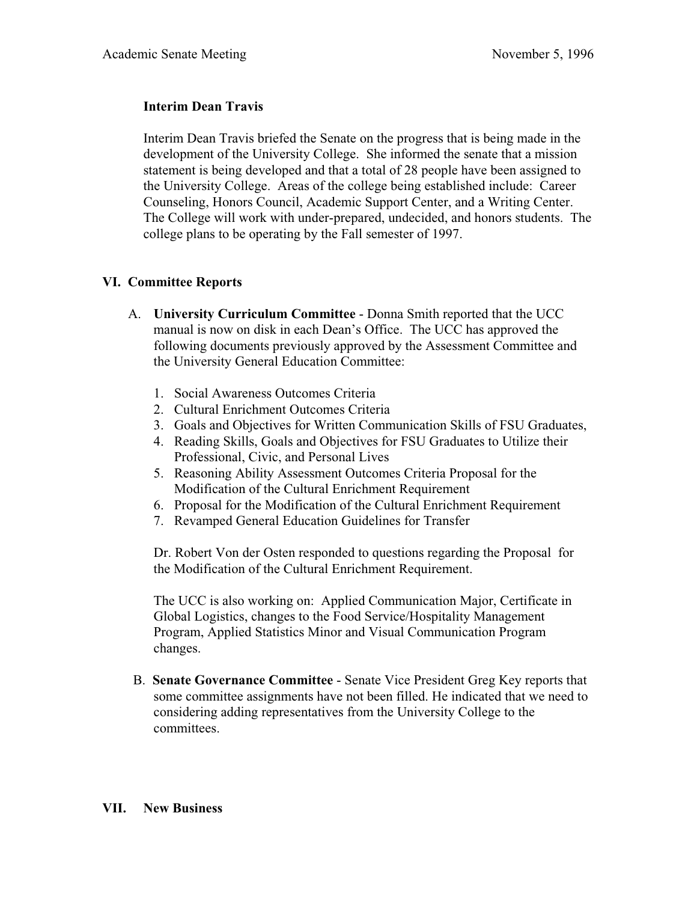**Interim Dean Travis**

Interim Dean Travis briefed the Senate on the progress that is being made in the development of the University College. She informed the senate that a mission statement is being developed and that a total of 28 people have been assigned to the University College. Areas of the college being established include: Career Counseling, Honors Council, Academic Support Center, and a Writing Center. The College will work with under-prepared, undecided, and honors students. The college plans to be operating by the Fall semester of 1997.

## VI. Committee Reports

A. **University Curriculum Committee** - Donna Smith reported that the UCC manual is now on disk in each Dean's Office. The UCC has approved the following documents previously approved by the Assessment Committee and the University General Education Committee:

1. Social Awareness Outcomes Criteria
2. Cultural Enrichment Outcomes Criteria
3. Goals and Objectives for Written Communication Skills of FSU Graduates,
4. Reading Skills, Goals and Objectives for FSU Graduates to Utilize their Professional, Civic, and Personal Lives
5. Reasoning Ability Assessment Outcomes Criteria Proposal for the Modification of the Cultural Enrichment Requirement
6. Proposal for the Modification of the Cultural Enrichment Requirement
7. Revamped General Education Guidelines for Transfer

Dr. Robert Von der Osten responded to questions regarding the Proposal for the Modification of the Cultural Enrichment Requirement.

The UCC is also working on: Applied Communication Major, Certificate in Global Logistics, changes to the Food Service/Hospitality Management Program, Applied Statistics Minor and Visual Communication Program changes.

B. **Senate Governance Committee** - Senate Vice President Greg Key reports that some committee assignments have not been filled. He indicated that we need to considering adding representatives from the University College to the committees.

## VII. New Business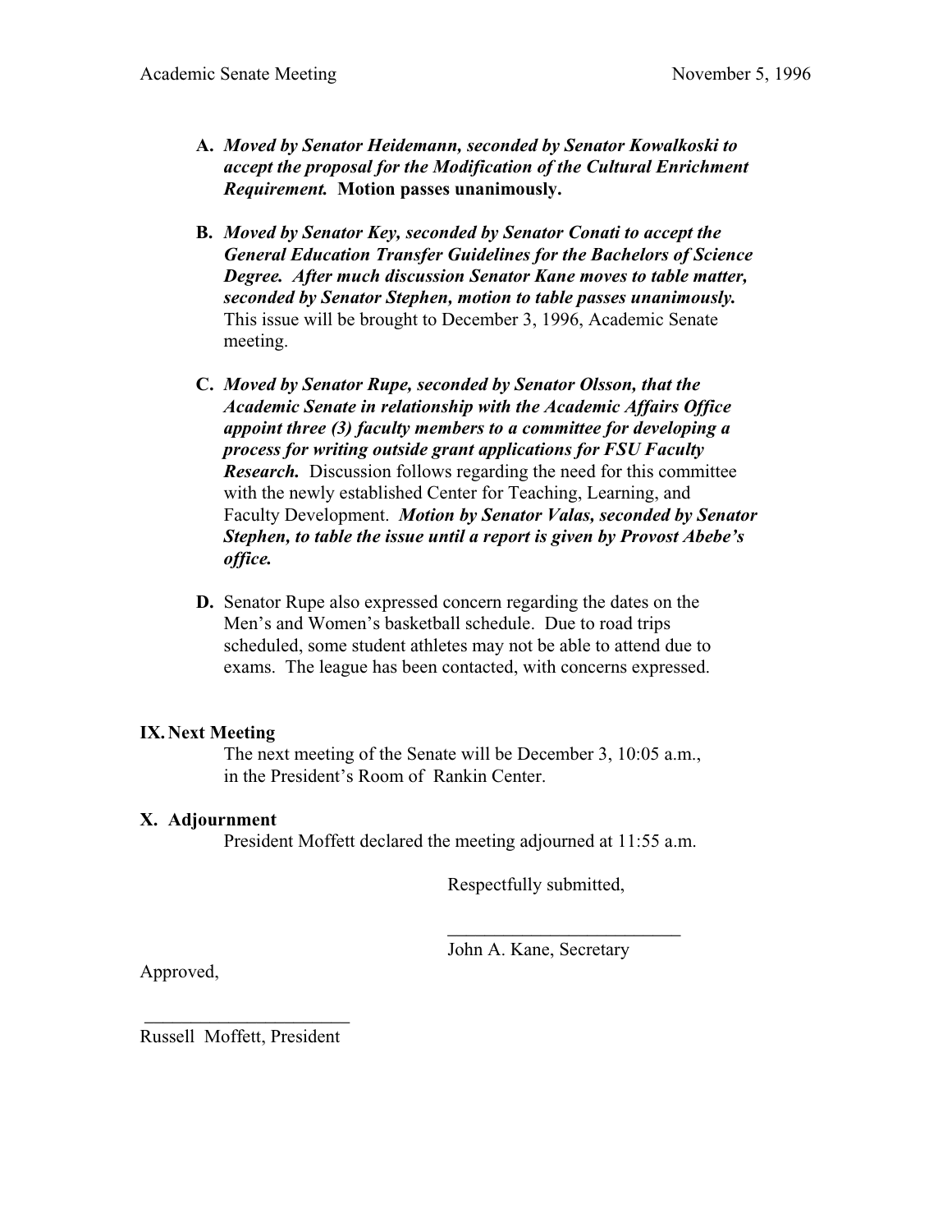**A.** ***Moved by Senator Heidemann, seconded by Senator Kowalkoski to accept the proposal for the Modification of the Cultural Enrichment Requirement.*** **Motion passes unanimously.**

**B.** ***Moved by Senator Key, seconded by Senator Conati to accept the General Education Transfer Guidelines for the Bachelors of Science Degree. After much discussion Senator Kane moves to table matter, seconded by Senator Stephen, motion to table passes unanimously.*** This issue will be brought to December 3, 1996, Academic Senate meeting.

**C.** ***Moved by Senator Rupe, seconded by Senator Olsson, that the Academic Senate in relationship with the Academic Affairs Office appoint three (3) faculty members to a committee for developing a process for writing outside grant applications for FSU Faculty Research.*** Discussion follows regarding the need for this committee with the newly established Center for Teaching, Learning, and Faculty Development. ***Motion by Senator Valas, seconded by Senator Stephen, to table the issue until a report is given by Provost Abebe's office.***

**D.** Senator Rupe also expressed concern regarding the dates on the Men's and Women's basketball schedule. Due to road trips scheduled, some student athletes may not be able to attend due to exams. The league has been contacted, with concerns expressed.

## IX. Next Meeting

The next meeting of the Senate will be December 3, 10:05 a.m., in the President's Room of Rankin Center.

## X. Adjournment

President Moffett declared the meeting adjourned at 11:55 a.m.

Respectfully submitted,

\_\_\_\_\_\_\_\_\_\_\_\_\_\_\_\_\_\_\_\_\_\_\_\_\_\_

John A. Kane, Secretary

Approved,

\_\_\_\_\_\_\_\_\_\_\_\_\_\_\_\_\_\_\_\_\_\_\_\_

Russell Moffett, President